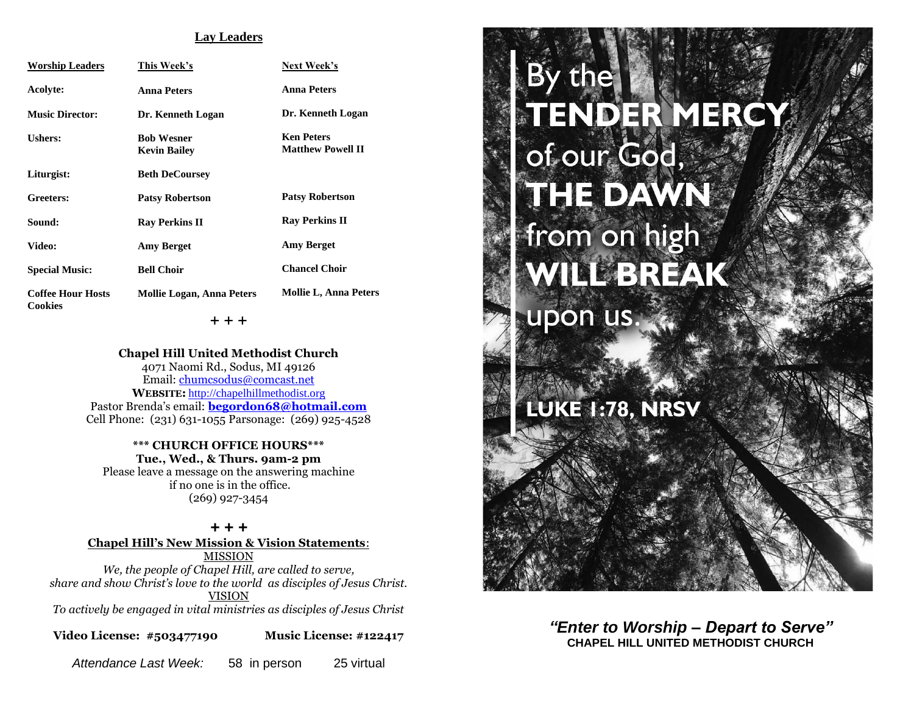## Lay Leaders

| Worship Leaders | This Week's | Next Week's |
|---|---|---|
| **Acolyte:** | **Anna Peters** | **Anna Peters** |
| **Music Director:** | **Dr. Kenneth Logan** | **Dr. Kenneth Logan** |
| **Ushers:** | **Bob Wesner**<br>**Kevin Bailey** | **Ken Peters**<br>**Matthew Powell II** |
| **Liturgist:** | **Beth DeCoursey** | |
| **Greeters:** | **Patsy Robertson** | **Patsy Robertson** |
| **Sound:** | **Ray Perkins II** | **Ray Perkins II** |
| **Video:** | **Amy Berget** | **Amy Berget** |
| **Special Music:** | **Bell Choir** | **Chancel Choir** |
| **Coffee Hour Hosts Cookies** | **Mollie Logan, Anna Peters** | **Mollie L, Anna Peters** |

+ + +

**Chapel Hill United Methodist Church**
4071 Naomi Rd., Sodus, MI 49126
Email: chumcsodus@comcast.net
**WEBSITE:** http://chapelhillmethodist.org
Pastor Brenda's email: **begordon68@hotmail.com**
Cell Phone: (231) 631-1055 Parsonage: (269) 925-4528

**\*\*\* CHURCH OFFICE HOURS\*\*\***
**Tue., Wed., & Thurs. 9am-2 pm**
Please leave a message on the answering machine if no one is in the office.
(269) 927-3454

+ + +

**Chapel Hill's New Mission & Vision Statements:**

MISSION

*We, the people of Chapel Hill, are called to serve, share and show Christ's love to the world as disciples of Jesus Christ.*

VISION

*To actively be engaged in vital ministries as disciples of Jesus Christ*

**Video License: #503477190** **Music License: #122417**

*Attendance Last Week:* 58 in person 25 virtual

By the **TENDER MERCY** of our God, **THE DAWN** from on high **WILL BREAK** upon us.

**LUKE 1:78, NRSV**

***"Enter to Worship – Depart to Serve"***
**CHAPEL HILL UNITED METHODIST CHURCH**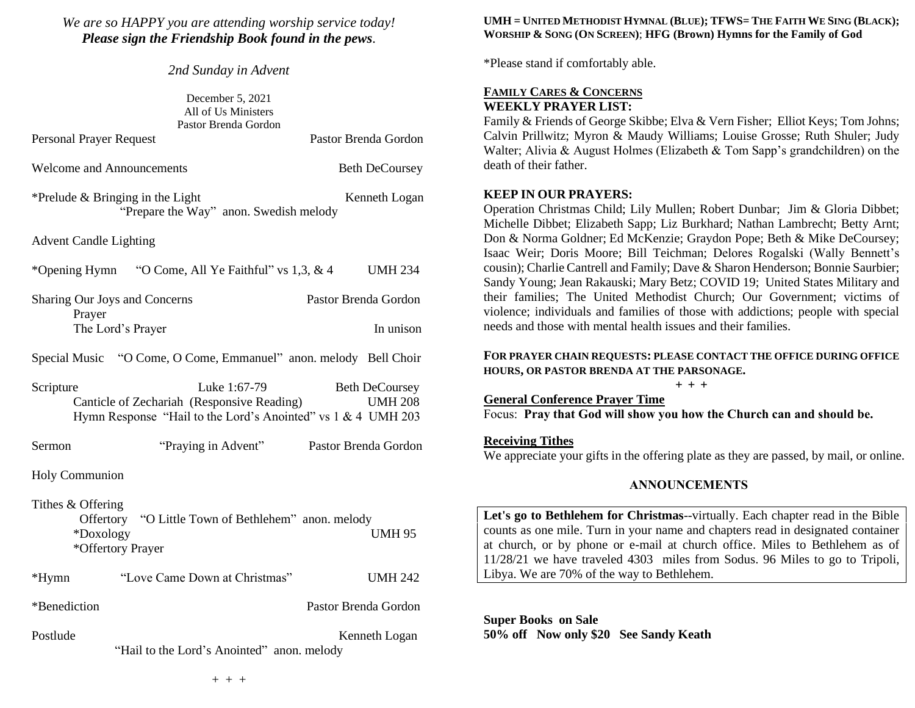*We are so HAPPY you are attending worship service today!*
***Please sign the Friendship Book found in the pews*.**

*2nd Sunday in Advent*

December 5, 2021
All of Us Ministers
Pastor Brenda Gordon

Personal Prayer Request — Pastor Brenda Gordon

Welcome and Announcements — Beth DeCoursey

*Prelude & Bringing in the Light — Kenneth Logan
"Prepare the Way" anon. Swedish melody

Advent Candle Lighting

*Opening Hymn "O Come, All Ye Faithful" vs 1,3, & 4 — UMH 234

Sharing Our Joys and Concerns — Pastor Brenda Gordon
Prayer
The Lord's Prayer — In unison

Special Music "O Come, O Come, Emmanuel" anon. melody — Bell Choir

Scripture Luke 1:67-79 — Beth DeCoursey
Canticle of Zechariah (Responsive Reading) — UMH 208
Hymn Response "Hail to the Lord's Anointed" vs 1 & 4 — UMH 203

Sermon "Praying in Advent" — Pastor Brenda Gordon

Holy Communion

Tithes & Offering
Offertory "O Little Town of Bethlehem" anon. melody
*Doxology — UMH 95
*Offertory Prayer

*Hymn "Love Came Down at Christmas" — UMH 242

*Benediction — Pastor Brenda Gordon

Postlude — Kenneth Logan
"Hail to the Lord's Anointed" anon. melody

\+ + +

**UMH = UNITED METHODIST HYMNAL (BLUE); TFWS= THE FAITH WE SING (BLACK); WORSHIP & SONG (ON SCREEN); HFG (Brown) Hymns for the Family of God**

*Please stand if comfortably able.

**FAMILY CARES & CONCERNS**

**WEEKLY PRAYER LIST:**
Family & Friends of George Skibbe; Elva & Vern Fisher; Elliot Keys; Tom Johns; Calvin Prillwitz; Myron & Maudy Williams; Louise Grosse; Ruth Shuler; Judy Walter; Alivia & August Holmes (Elizabeth & Tom Sapp's grandchildren) on the death of their father.

**KEEP IN OUR PRAYERS:**
Operation Christmas Child; Lily Mullen; Robert Dunbar; Jim & Gloria Dibbet; Michelle Dibbet; Elizabeth Sapp; Liz Burkhard; Nathan Lambrecht; Betty Arnt; Don & Norma Goldner; Ed McKenzie; Graydon Pope; Beth & Mike DeCoursey; Isaac Weir; Doris Moore; Bill Teichman; Delores Rogalski (Wally Bennett's cousin); Charlie Cantrell and Family; Dave & Sharon Henderson; Bonnie Saurbier; Sandy Young; Jean Rakauski; Mary Betz; COVID 19; United States Military and their families; The United Methodist Church; Our Government; victims of violence; individuals and families of those with addictions; people with special needs and those with mental health issues and their families.

**FOR PRAYER CHAIN REQUESTS: PLEASE CONTACT THE OFFICE DURING OFFICE HOURS, OR PASTOR BRENDA AT THE PARSONAGE.**

\+ + +

**General Conference Prayer Time**
Focus: **Pray that God will show you how the Church can and should be.**

**Receiving Tithes**
We appreciate your gifts in the offering plate as they are passed, by mail, or online.

**ANNOUNCEMENTS**

**Let's go to Bethlehem for Christmas**--virtually. Each chapter read in the Bible counts as one mile. Turn in your name and chapters read in designated container at church, or by phone or e-mail at church office. Miles to Bethlehem as of 11/28/21 we have traveled 4303 miles from Sodus. 96 Miles to go to Tripoli, Libya. We are 70% of the way to Bethlehem.

**Super Books on Sale**
**50% off Now only $20 See Sandy Keath**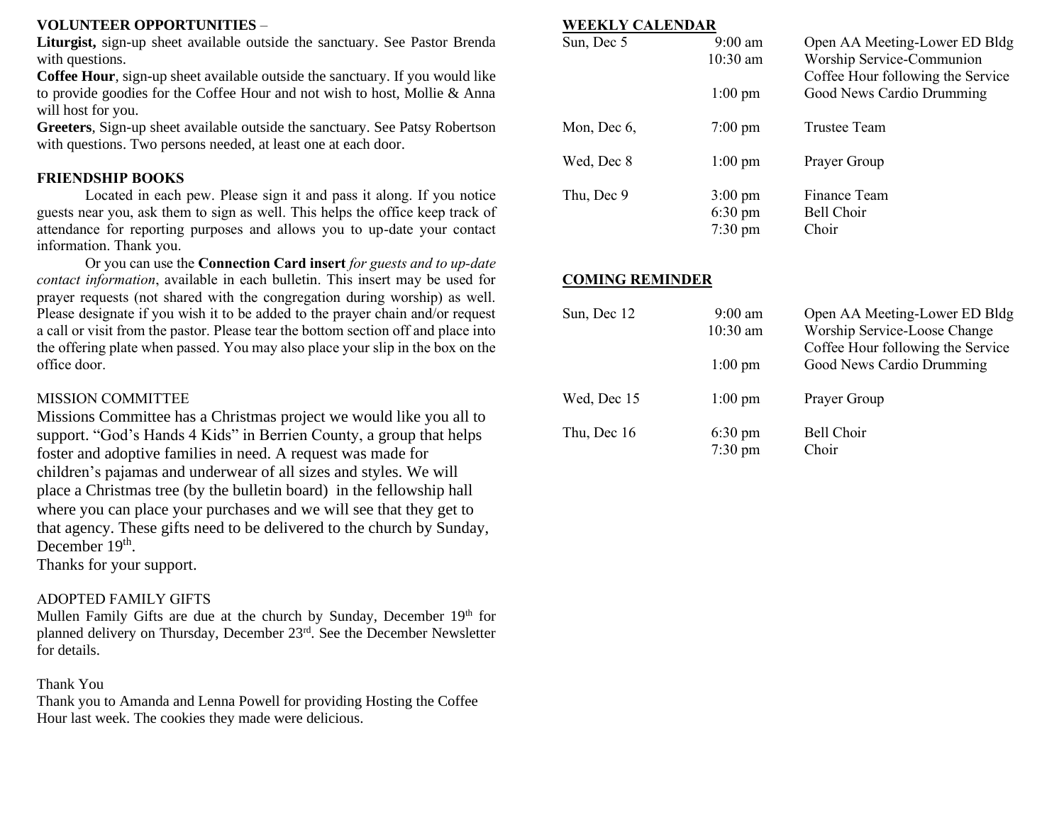**VOLUNTEER OPPORTUNITIES** –

**Liturgist,** sign-up sheet available outside the sanctuary. See Pastor Brenda with questions.

**Coffee Hour**, sign-up sheet available outside the sanctuary. If you would like to provide goodies for the Coffee Hour and not wish to host, Mollie & Anna will host for you.

**Greeters**, Sign-up sheet available outside the sanctuary. See Patsy Robertson with questions. Two persons needed, at least one at each door.

**FRIENDSHIP BOOKS**

Located in each pew. Please sign it and pass it along. If you notice guests near you, ask them to sign as well. This helps the office keep track of attendance for reporting purposes and allows you to up-date your contact information. Thank you.

Or you can use the **Connection Card insert** *for guests and to up-date contact information*, available in each bulletin. This insert may be used for prayer requests (not shared with the congregation during worship) as well. Please designate if you wish it to be added to the prayer chain and/or request a call or visit from the pastor. Please tear the bottom section off and place into the offering plate when passed. You may also place your slip in the box on the office door.

MISSION COMMITTEE

Missions Committee has a Christmas project we would like you all to support. "God's Hands 4 Kids" in Berrien County, a group that helps foster and adoptive families in need. A request was made for children's pajamas and underwear of all sizes and styles. We will place a Christmas tree (by the bulletin board) in the fellowship hall where you can place your purchases and we will see that they get to that agency. These gifts need to be delivered to the church by Sunday, December 19th.

Thanks for your support.

ADOPTED FAMILY GIFTS

Mullen Family Gifts are due at the church by Sunday, December 19th for planned delivery on Thursday, December 23rd. See the December Newsletter for details.

Thank You

Thank you to Amanda and Lenna Powell for providing Hosting the Coffee Hour last week. The cookies they made were delicious.

**WEEKLY CALENDAR**

| | | |
|---|---|---|
| Sun, Dec 5 | 9:00 am | Open AA Meeting-Lower ED Bldg |
| | 10:30 am | Worship Service-Communion |
| | | Coffee Hour following the Service |
| | 1:00 pm | Good News Cardio Drumming |
| Mon, Dec 6, | 7:00 pm | Trustee Team |
| Wed, Dec 8 | 1:00 pm | Prayer Group |
| Thu, Dec 9 | 3:00 pm | Finance Team |
| | 6:30 pm | Bell Choir |
| | 7:30 pm | Choir |

**COMING REMINDER**

| | | |
|---|---|---|
| Sun, Dec 12 | 9:00 am | Open AA Meeting-Lower ED Bldg |
| | 10:30 am | Worship Service-Loose Change |
| | | Coffee Hour following the Service |
| | 1:00 pm | Good News Cardio Drumming |
| Wed, Dec 15 | 1:00 pm | Prayer Group |
| Thu, Dec 16 | 6:30 pm | Bell Choir |
| | 7:30 pm | Choir |